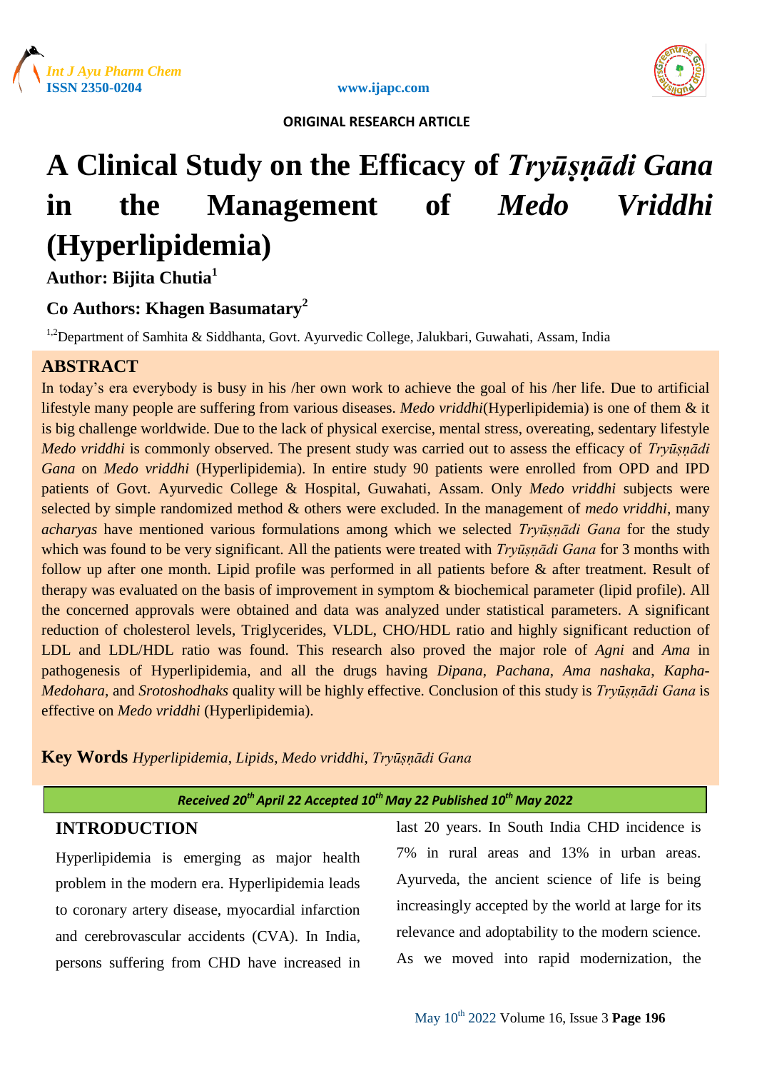ORIGINAL RESEARCH ARTICLE

# A Clinical Study on the Efficacy of *Tryūṣṇādi Gana* in the Management of *Medo Vriddhi* (Hyperlipidemia)

**Author: Bijita Chutia[1]**

**Co Authors: Khagen Basumatary[2]**

[1,2]Department of Samhita & Siddhanta, Govt. Ayurvedic College, Jalukbari, Guwahati, Assam, India

## ABSTRACT

In today's era everybody is busy in his /her own work to achieve the goal of his /her life. Due to artificial lifestyle many people are suffering from various diseases. *Medo vriddhi*(Hyperlipidemia) is one of them & it is big challenge worldwide. Due to the lack of physical exercise, mental stress, overeating, sedentary lifestyle *Medo vriddhi* is commonly observed. The present study was carried out to assess the efficacy of *Tryūṣṇādi Gana* on *Medo vriddhi* (Hyperlipidemia). In entire study 90 patients were enrolled from OPD and IPD patients of Govt. Ayurvedic College & Hospital, Guwahati, Assam. Only *Medo vriddhi* subjects were selected by simple randomized method & others were excluded. In the management of *medo vriddhi*, many *acharyas* have mentioned various formulations among which we selected *Tryūṣṇādi Gana* for the study which was found to be very significant. All the patients were treated with *Tryūṣṇādi Gana* for 3 months with follow up after one month. Lipid profile was performed in all patients before & after treatment. Result of therapy was evaluated on the basis of improvement in symptom & biochemical parameter (lipid profile). All the concerned approvals were obtained and data was analyzed under statistical parameters. A significant reduction of cholesterol levels, Triglycerides, VLDL, CHO/HDL ratio and highly significant reduction of LDL and LDL/HDL ratio was found. This research also proved the major role of *Agni* and *Ama* in pathogenesis of Hyperlipidemia, and all the drugs having *Dipana*, *Pachana*, *Ama nashaka*, *Kapha-Medohara*, and *Srotoshodhaks* quality will be highly effective. Conclusion of this study is *Tryūṣṇādi Gana* is effective on *Medo vriddhi* (Hyperlipidemia).

**Key Words** *Hyperlipidemia*, *Lipids*, *Medo vriddhi*, *Tryūṣṇādi Gana*

*Received 20th April 22 Accepted 10th May 22 Published 10th May 2022*

## INTRODUCTION

Hyperlipidemia is emerging as major health problem in the modern era. Hyperlipidemia leads to coronary artery disease, myocardial infarction and cerebrovascular accidents (CVA). In India, persons suffering from CHD have increased in last 20 years. In South India CHD incidence is 7% in rural areas and 13% in urban areas. Ayurveda, the ancient science of life is being increasingly accepted by the world at large for its relevance and adoptability to the modern science. As we moved into rapid modernization, the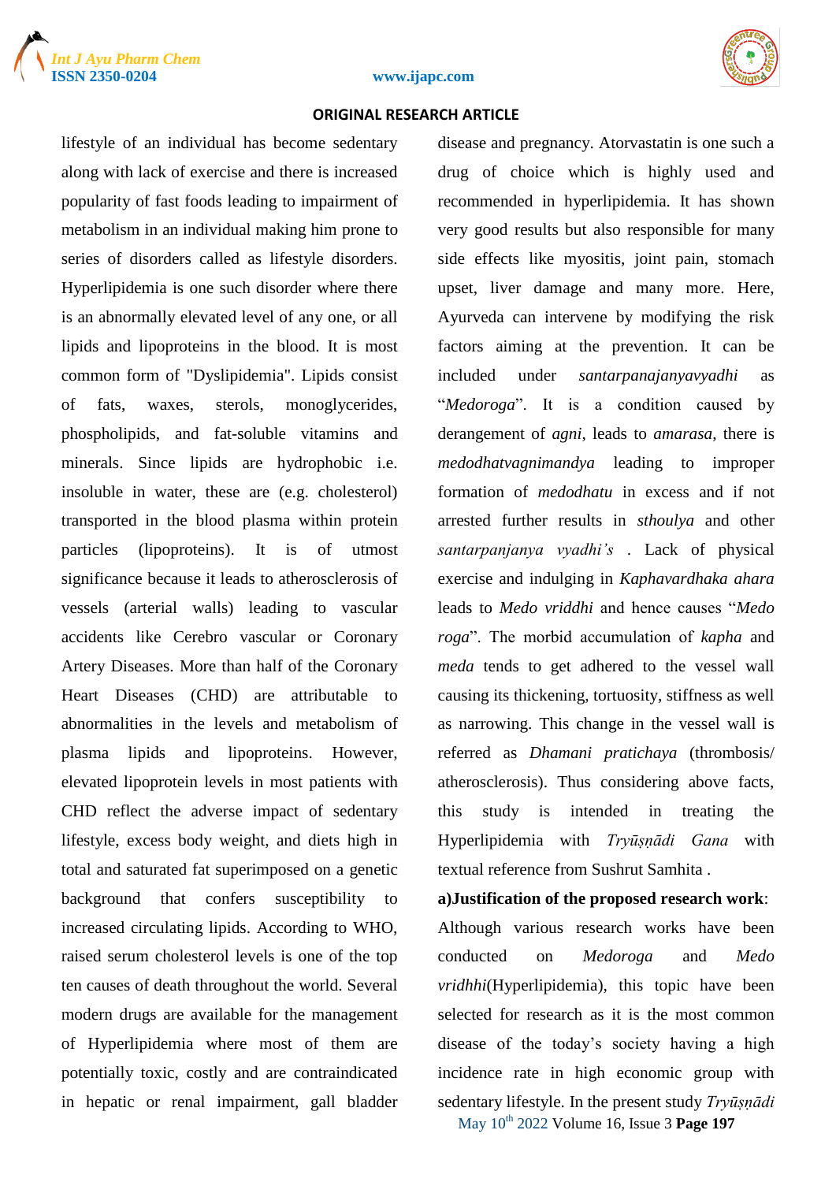lifestyle of an individual has become sedentary along with lack of exercise and there is increased popularity of fast foods leading to impairment of metabolism in an individual making him prone to series of disorders called as lifestyle disorders. Hyperlipidemia is one such disorder where there is an abnormally elevated level of any one, or all lipids and lipoproteins in the blood. It is most common form of "Dyslipidemia". Lipids consist of fats, waxes, sterols, monoglycerides, phospholipids, and fat-soluble vitamins and minerals. Since lipids are hydrophobic i.e. insoluble in water, these are (e.g. cholesterol) transported in the blood plasma within protein particles (lipoproteins). It is of utmost significance because it leads to atherosclerosis of vessels (arterial walls) leading to vascular accidents like Cerebro vascular or Coronary Artery Diseases. More than half of the Coronary Heart Diseases (CHD) are attributable to abnormalities in the levels and metabolism of plasma lipids and lipoproteins. However, elevated lipoprotein levels in most patients with CHD reflect the adverse impact of sedentary lifestyle, excess body weight, and diets high in total and saturated fat superimposed on a genetic background that confers susceptibility to increased circulating lipids. According to WHO, raised serum cholesterol levels is one of the top ten causes of death throughout the world. Several modern drugs are available for the management of Hyperlipidemia where most of them are potentially toxic, costly and are contraindicated in hepatic or renal impairment, gall bladder disease and pregnancy. Atorvastatin is one such a drug of choice which is highly used and recommended in hyperlipidemia. It has shown very good results but also responsible for many side effects like myositis, joint pain, stomach upset, liver damage and many more. Here, Ayurveda can intervene by modifying the risk factors aiming at the prevention. It can be included under *santarpanajanyavyadhi* as "*Medoroga*". It is a condition caused by derangement of *agni*, leads to *amarasa*, there is *medodhatvagnimandya* leading to improper formation of *medodhatu* in excess and if not arrested further results in *sthoulya* and other *santarpanjanya vyadhi's* . Lack of physical exercise and indulging in *Kaphavardhaka ahara* leads to *Medo vriddhi* and hence causes "*Medo roga*". The morbid accumulation of *kapha* and *meda* tends to get adhered to the vessel wall causing its thickening, tortuosity, stiffness as well as narrowing. This change in the vessel wall is referred as *Dhamani pratichaya* (thrombosis/ atherosclerosis). Thus considering above facts, this study is intended in treating the Hyperlipidemia with *Tryūṣṇādi Gana* with textual reference from Sushrut Samhita .

**a)Justification of the proposed research work**:

Although various research works have been conducted on *Medoroga* and *Medo vridhhi*(Hyperlipidemia), this topic have been selected for research as it is the most common disease of the today's society having a high incidence rate in high economic group with sedentary lifestyle. In the present study *Tryūṣṇādi*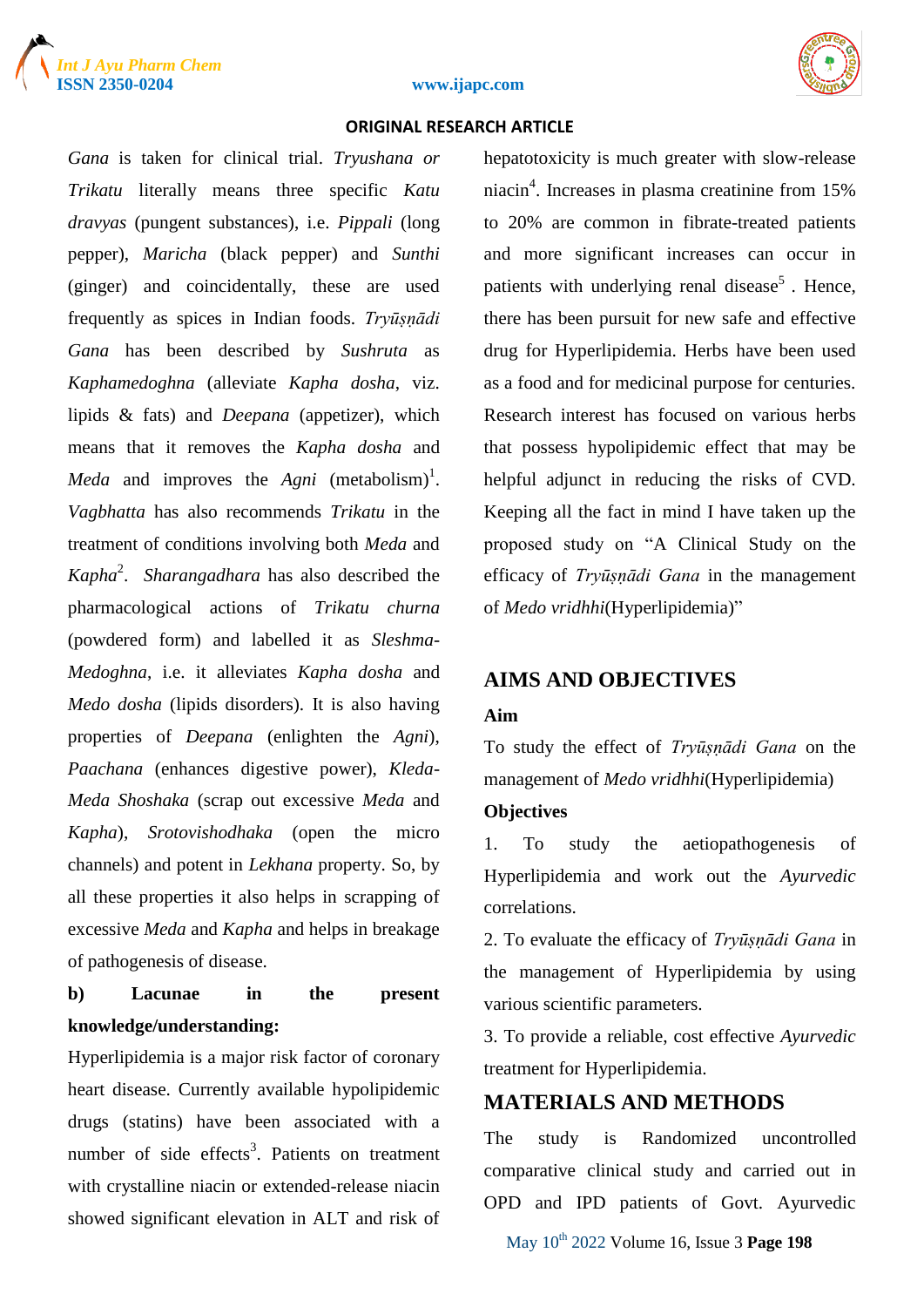*Gana* is taken for clinical trial. *Tryushana or Trikatu* literally means three specific *Katu dravyas* (pungent substances), i.e. *Pippali* (long pepper), *Maricha* (black pepper) and *Sunthi* (ginger) and coincidentally, these are used frequently as spices in Indian foods. *Tryūṣṇādi Gana* has been described by *Sushruta* as *Kaphamedoghna* (alleviate *Kapha dosha*, viz. lipids & fats) and *Deepana* (appetizer), which means that it removes the *Kapha dosha* and *Meda* and improves the *Agni* (metabolism)[1]. *Vagbhatta* has also recommends *Trikatu* in the treatment of conditions involving both *Meda* and *Kapha*[2]. *Sharangadhara* has also described the pharmacological actions of *Trikatu churna* (powdered form) and labelled it as *Sleshma-Medoghna*, i.e. it alleviates *Kapha dosha* and *Medo dosha* (lipids disorders). It is also having properties of *Deepana* (enlighten the *Agni*), *Paachana* (enhances digestive power), *Kleda-Meda Shoshaka* (scrap out excessive *Meda* and *Kapha*), *Srotovishodhaka* (open the micro channels) and potent in *Lekhana* property. So, by all these properties it also helps in scrapping of excessive *Meda* and *Kapha* and helps in breakage of pathogenesis of disease.

**b) Lacunae in the present knowledge/understanding:**

Hyperlipidemia is a major risk factor of coronary heart disease. Currently available hypolipidemic drugs (statins) have been associated with a number of side effects[3]. Patients on treatment with crystalline niacin or extended-release niacin showed significant elevation in ALT and risk of hepatotoxicity is much greater with slow-release niacin[4]. Increases in plasma creatinine from 15% to 20% are common in fibrate-treated patients and more significant increases can occur in patients with underlying renal disease[5]. Hence, there has been pursuit for new safe and effective drug for Hyperlipidemia. Herbs have been used as a food and for medicinal purpose for centuries. Research interest has focused on various herbs that possess hypolipidemic effect that may be helpful adjunct in reducing the risks of CVD. Keeping all the fact in mind I have taken up the proposed study on "A Clinical Study on the efficacy of *Tryūṣṇādi Gana* in the management of *Medo vridhhi*(Hyperlipidemia)"

## AIMS AND OBJECTIVES

**Aim**

To study the effect of *Tryūṣṇādi Gana* on the management of *Medo vridhhi*(Hyperlipidemia)

**Objectives**

1. To study the aetiopathogenesis of Hyperlipidemia and work out the *Ayurvedic* correlations.
2. To evaluate the efficacy of *Tryūṣṇādi Gana* in the management of Hyperlipidemia by using various scientific parameters.
3. To provide a reliable, cost effective *Ayurvedic* treatment for Hyperlipidemia.

## MATERIALS AND METHODS

The study is Randomized uncontrolled comparative clinical study and carried out in OPD and IPD patients of Govt. Ayurvedic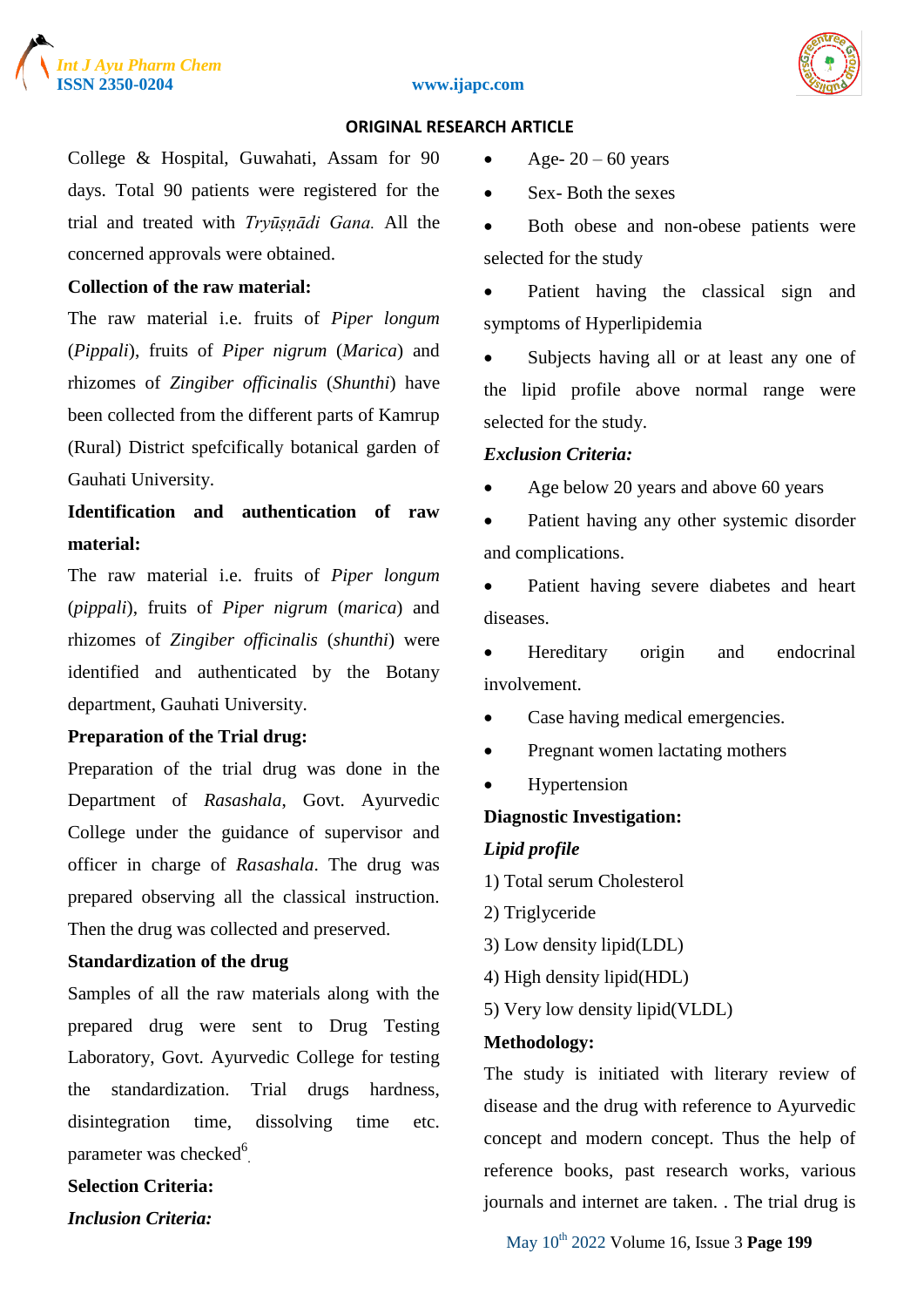College & Hospital, Guwahati, Assam for 90 days. Total 90 patients were registered for the trial and treated with *Tryūṣṇādi Gana*. All the concerned approvals were obtained.

**Collection of the raw material:**

The raw material i.e. fruits of *Piper longum* (*Pippali*), fruits of *Piper nigrum* (*Marica*) and rhizomes of *Zingiber officinalis* (*Shunthi*) have been collected from the different parts of Kamrup (Rural) District spefcifically botanical garden of Gauhati University.

**Identification and authentication of raw material:**

The raw material i.e. fruits of *Piper longum* (*pippali*), fruits of *Piper nigrum* (*marica*) and rhizomes of *Zingiber officinalis* (*shunthi*) were identified and authenticated by the Botany department, Gauhati University.

**Preparation of the Trial drug:**

Preparation of the trial drug was done in the Department of *Rasashala*, Govt. Ayurvedic College under the guidance of supervisor and officer in charge of *Rasashala*. The drug was prepared observing all the classical instruction. Then the drug was collected and preserved.

**Standardization of the drug**

Samples of all the raw materials along with the prepared drug were sent to Drug Testing Laboratory, Govt. Ayurvedic College for testing the standardization. Trial drugs hardness, disintegration time, dissolving time etc. parameter was checked[6].

**Selection Criteria:**

***Inclusion Criteria:***

- Age- 20 – 60 years
- Sex- Both the sexes
- Both obese and non-obese patients were selected for the study
- Patient having the classical sign and symptoms of Hyperlipidemia
- Subjects having all or at least any one of the lipid profile above normal range were selected for the study.

***Exclusion Criteria:***

- Age below 20 years and above 60 years
- Patient having any other systemic disorder and complications.
- Patient having severe diabetes and heart diseases.
- Hereditary origin and endocrinal involvement.
- Case having medical emergencies.
- Pregnant women lactating mothers
- Hypertension

**Diagnostic Investigation:**

***Lipid profile***

1) Total serum Cholesterol
2) Triglyceride
3) Low density lipid(LDL)
4) High density lipid(HDL)
5) Very low density lipid(VLDL)

**Methodology:**

The study is initiated with literary review of disease and the drug with reference to Ayurvedic concept and modern concept. Thus the help of reference books, past research works, various journals and internet are taken. . The trial drug is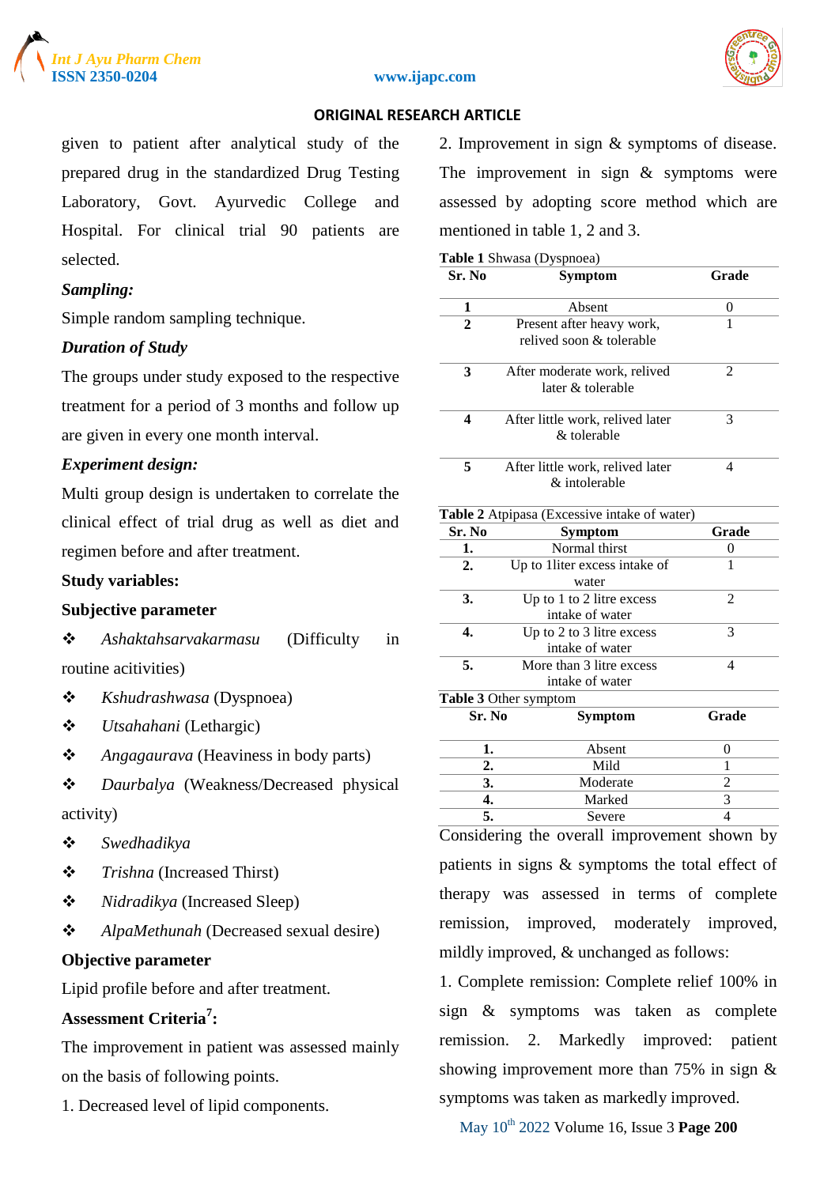given to patient after analytical study of the prepared drug in the standardized Drug Testing Laboratory, Govt. Ayurvedic College and Hospital. For clinical trial 90 patients are selected.

***Sampling:***

Simple random sampling technique.

***Duration of Study***

The groups under study exposed to the respective treatment for a period of 3 months and follow up are given in every one month interval.

***Experiment design:***

Multi group design is undertaken to correlate the clinical effect of trial drug as well as diet and regimen before and after treatment.

**Study variables:**

**Subjective parameter**

- ❖ *Ashaktahsarvakarmasu* (Difficulty in routine acitivities)
- ❖ *Kshudrashwasa* (Dyspnoea)
- ❖ *Utsahahani* (Lethargic)
- ❖ *Angagaurava* (Heaviness in body parts)
- ❖ *Daurbalya* (Weakness/Decreased physical activity)
- ❖ *Swedhadikya*
- ❖ *Trishna* (Increased Thirst)
- ❖ *Nidradikya* (Increased Sleep)
- ❖ *AlpaMethunah* (Decreased sexual desire)

**Objective parameter**

Lipid profile before and after treatment.

**Assessment Criteria[7]:**

The improvement in patient was assessed mainly on the basis of following points.

1. Decreased level of lipid components.

2. Improvement in sign & symptoms of disease.

The improvement in sign & symptoms were assessed by adopting score method which are mentioned in table 1, 2 and 3.

**Table 1** Shwasa (Dyspnoea)

| Sr. No | Symptom | Grade |
|---|---|---|
| 1 | Absent | 0 |
| 2 | Present after heavy work, relived soon & tolerable | 1 |
| 3 | After moderate work, relived later & tolerable | 2 |
| 4 | After little work, relived later & tolerable | 3 |
| 5 | After little work, relived later & intolerable | 4 |

**Table 2** Atpipasa (Excessive intake of water)

| Sr. No | Symptom | Grade |
|---|---|---|
| 1. | Normal thirst | 0 |
| 2. | Up to 1liter excess intake of water | 1 |
| 3. | Up to 1 to 2 litre excess intake of water | 2 |
| 4. | Up to 2 to 3 litre excess intake of water | 3 |
| 5. | More than 3 litre excess intake of water | 4 |

**Table 3** Other symptom

| Sr. No | Symptom | Grade |
|---|---|---|
| 1. | Absent | 0 |
| 2. | Mild | 1 |
| 3. | Moderate | 2 |
| 4. | Marked | 3 |
| 5. | Severe | 4 |

Considering the overall improvement shown by patients in signs & symptoms the total effect of therapy was assessed in terms of complete remission, improved, moderately improved, mildly improved, & unchanged as follows:

1. Complete remission: Complete relief 100% in sign & symptoms was taken as complete remission. 2. Markedly improved: patient showing improvement more than 75% in sign & symptoms was taken as markedly improved.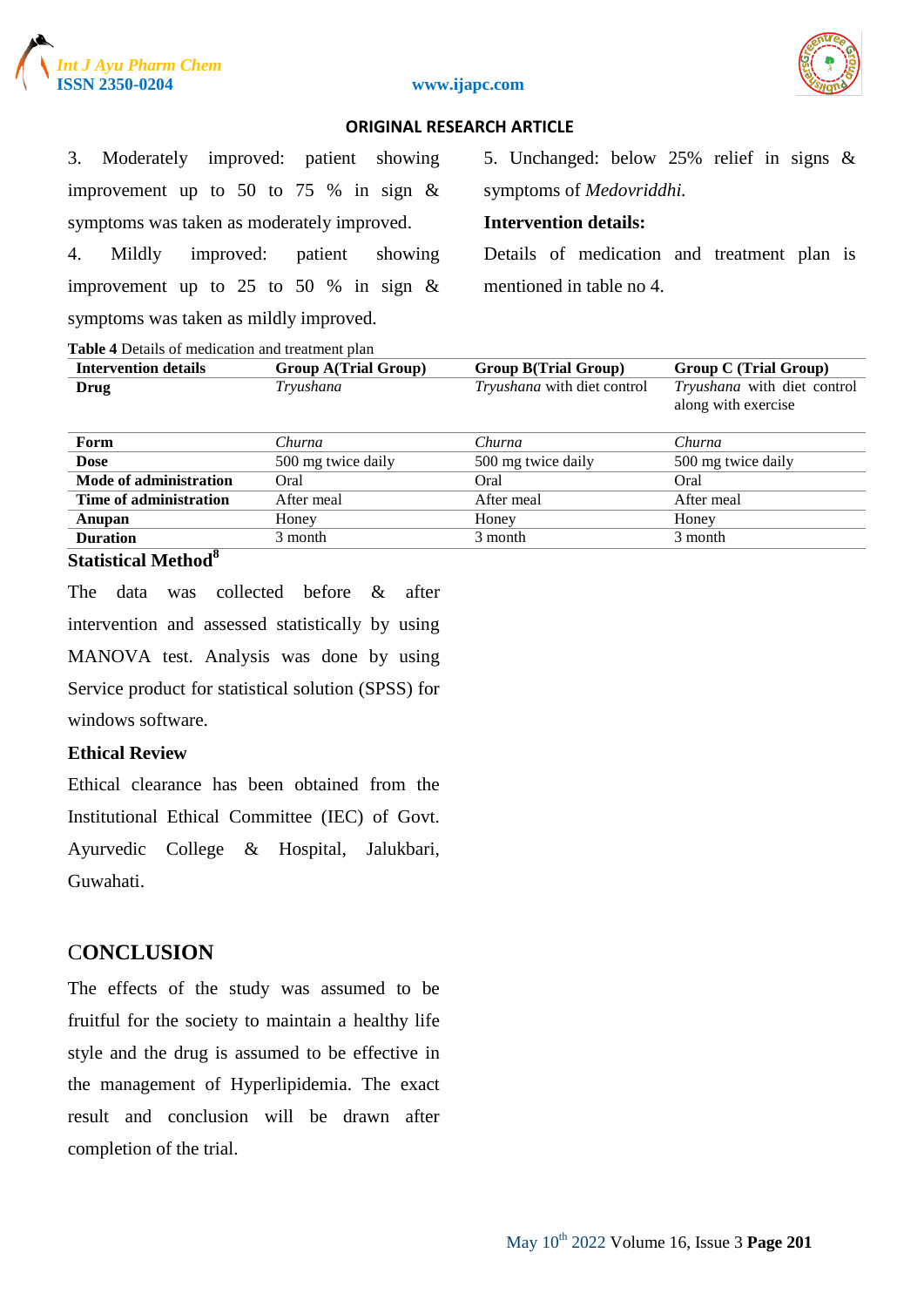3. Moderately improved: patient showing improvement up to 50 to 75 % in sign & symptoms was taken as moderately improved.

4. Mildly improved: patient showing improvement up to 25 to 50 % in sign & symptoms was taken as mildly improved.

5. Unchanged: below 25% relief in signs & symptoms of *Medovriddhi.*

**Intervention details:**

Details of medication and treatment plan is mentioned in table no 4.

**Table 4** Details of medication and treatment plan

| Intervention details | Group A(Trial Group) | Group B(Trial Group) | Group C (Trial Group) |
|---|---|---|---|
| **Drug** | *Tryushana* | *Tryushana* with diet control | *Tryushana* with diet control along with exercise |
| **Form** | *Churna* | *Churna* | *Churna* |
| **Dose** | 500 mg twice daily | 500 mg twice daily | 500 mg twice daily |
| **Mode of administration** | Oral | Oral | Oral |
| **Time of administration** | After meal | After meal | After meal |
| **Anupan** | Honey | Honey | Honey |
| **Duration** | 3 month | 3 month | 3 month |

### Statistical Method[8]

The data was collected before & after intervention and assessed statistically by using MANOVA test. Analysis was done by using Service product for statistical solution (SPSS) for windows software.

### Ethical Review

Ethical clearance has been obtained from the Institutional Ethical Committee (IEC) of Govt. Ayurvedic College & Hospital, Jalukbari, Guwahati.

## CONCLUSION

The effects of the study was assumed to be fruitful for the society to maintain a healthy life style and the drug is assumed to be effective in the management of Hyperlipidemia. The exact result and conclusion will be drawn after completion of the trial.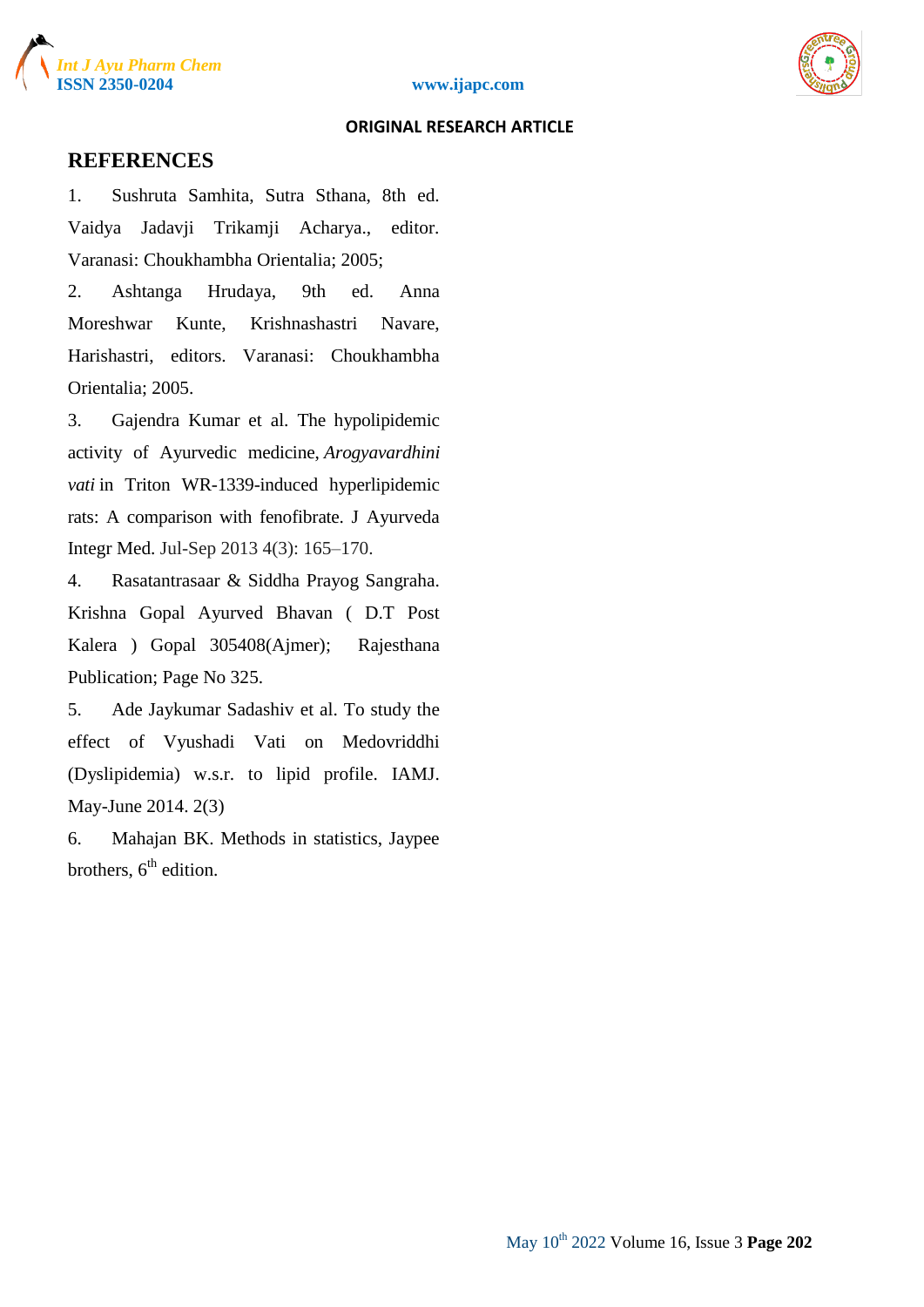## REFERENCES

1. Sushruta Samhita, Sutra Sthana, 8th ed. Vaidya Jadavji Trikamji Acharya., editor. Varanasi: Choukhambha Orientalia; 2005;
2. Ashtanga Hrudaya, 9th ed. Anna Moreshwar Kunte, Krishnashastri Navare, Harishastri, editors. Varanasi: Choukhambha Orientalia; 2005.
3. Gajendra Kumar et al. The hypolipidemic activity of Ayurvedic medicine, *Arogyavardhini vati* in Triton WR-1339-induced hyperlipidemic rats: A comparison with fenofibrate. J Ayurveda Integr Med. Jul-Sep 2013 4(3): 165–170.
4. Rasatantrasaar & Siddha Prayog Sangraha. Krishna Gopal Ayurved Bhavan ( D.T Post Kalera ) Gopal 305408(Ajmer); Rajesthana Publication; Page No 325.
5. Ade Jaykumar Sadashiv et al. To study the effect of Vyushadi Vati on Medovriddhi (Dyslipidemia) w.s.r. to lipid profile. IAMJ. May-June 2014. 2(3)
6. Mahajan BK. Methods in statistics, Jaypee brothers, 6th edition.